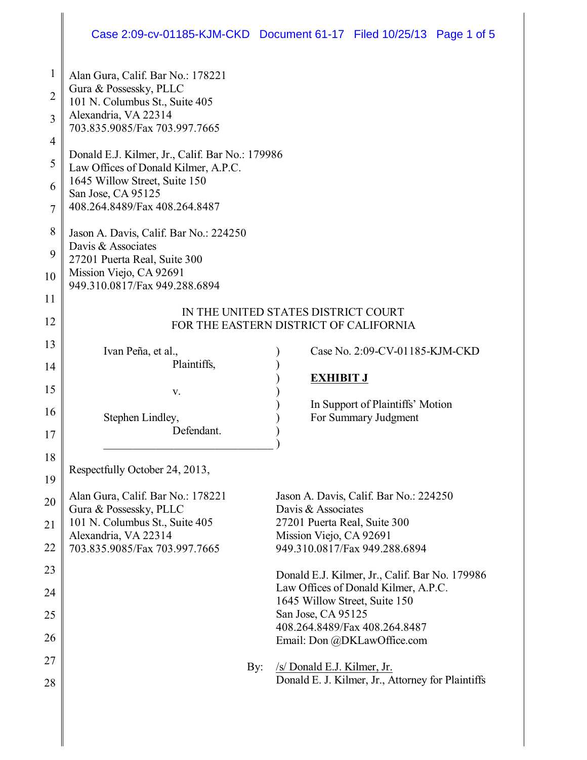Alan Gura, Calif. Bar No.: 178221
Gura & Possessky, PLLC
101 N. Columbus St., Suite 405
Alexandria, VA 22314
703.835.9085/Fax 703.997.7665

Donald E.J. Kilmer, Jr., Calif. Bar No.: 179986
Law Offices of Donald Kilmer, A.P.C.
1645 Willow Street, Suite 150
San Jose, CA 95125
408.264.8489/Fax 408.264.8487

Jason A. Davis, Calif. Bar No.: 224250
Davis & Associates
27201 Puerta Real, Suite 300
Mission Viejo, CA 92691
949.310.0817/Fax 949.288.6894

IN THE UNITED STATES DISTRICT COURT
FOR THE EASTERN DISTRICT OF CALIFORNIA

Ivan Peña, et al.,
Plaintiffs,

v.

Stephen Lindley,
Defendant.

Case No. 2:09-CV-01185-KJM-CKD

**EXHIBIT J**

In Support of Plaintiffs' Motion For Summary Judgment

Respectfully October 24, 2013,

Alan Gura, Calif. Bar No.: 178221
Gura & Possessky, PLLC
101 N. Columbus St., Suite 405
Alexandria, VA 22314
703.835.9085/Fax 703.997.7665

Jason A. Davis, Calif. Bar No.: 224250
Davis & Associates
27201 Puerta Real, Suite 300
Mission Viejo, CA 92691
949.310.0817/Fax 949.288.6894

Donald E.J. Kilmer, Jr., Calif. Bar No. 179986
Law Offices of Donald Kilmer, A.P.C.
1645 Willow Street, Suite 150
San Jose, CA 95125
408.264.8489/Fax 408.264.8487
Email: Don @DKLawOffice.com

By: /s/ Donald E.J. Kilmer, Jr.
Donald E. J. Kilmer, Jr., Attorney for Plaintiffs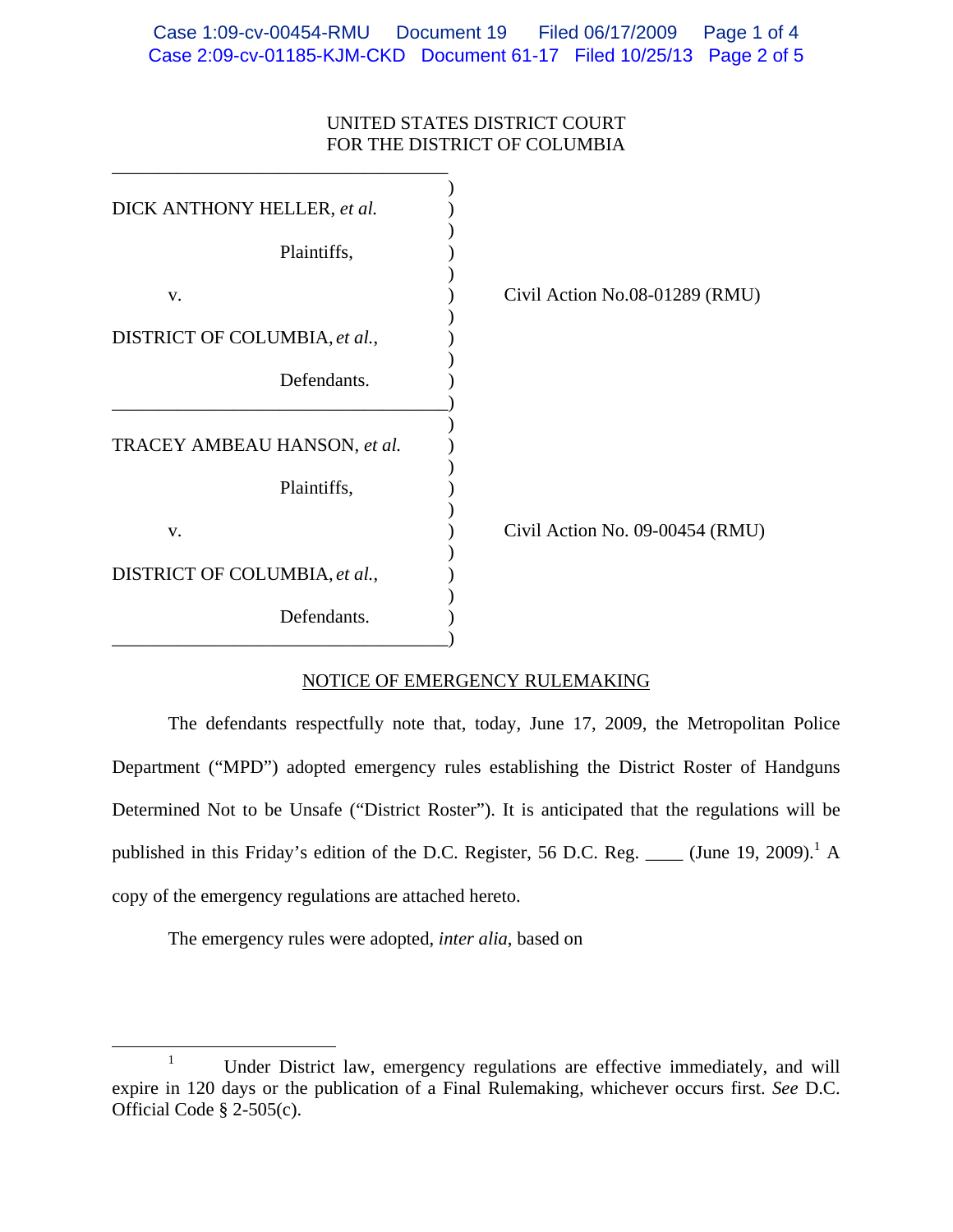UNITED STATES DISTRICT COURT
FOR THE DISTRICT OF COLUMBIA

| | |
|---|---|
| DICK ANTHONY HELLER, *et al.*<br><br>Plaintiffs,<br><br>v.<br><br>DISTRICT OF COLUMBIA, *et al.*,<br><br>Defendants. | Civil Action No.08-01289 (RMU) |
| TRACEY AMBEAU HANSON, *et al.*<br><br>Plaintiffs,<br><br>v.<br><br>DISTRICT OF COLUMBIA, *et al.*,<br><br>Defendants. | Civil Action No. 09-00454 (RMU) |

NOTICE OF EMERGENCY RULEMAKING

The defendants respectfully note that, today, June 17, 2009, the Metropolitan Police Department ("MPD") adopted emergency rules establishing the District Roster of Handguns Determined Not to be Unsafe ("District Roster"). It is anticipated that the regulations will be published in this Friday's edition of the D.C. Register, 56 D.C. Reg. ____ (June 19, 2009).[1] A copy of the emergency regulations are attached hereto.

The emergency rules were adopted, *inter alia*, based on

---

[1] Under District law, emergency regulations are effective immediately, and will expire in 120 days or the publication of a Final Rulemaking, whichever occurs first. *See* D.C. Official Code § 2-505(c).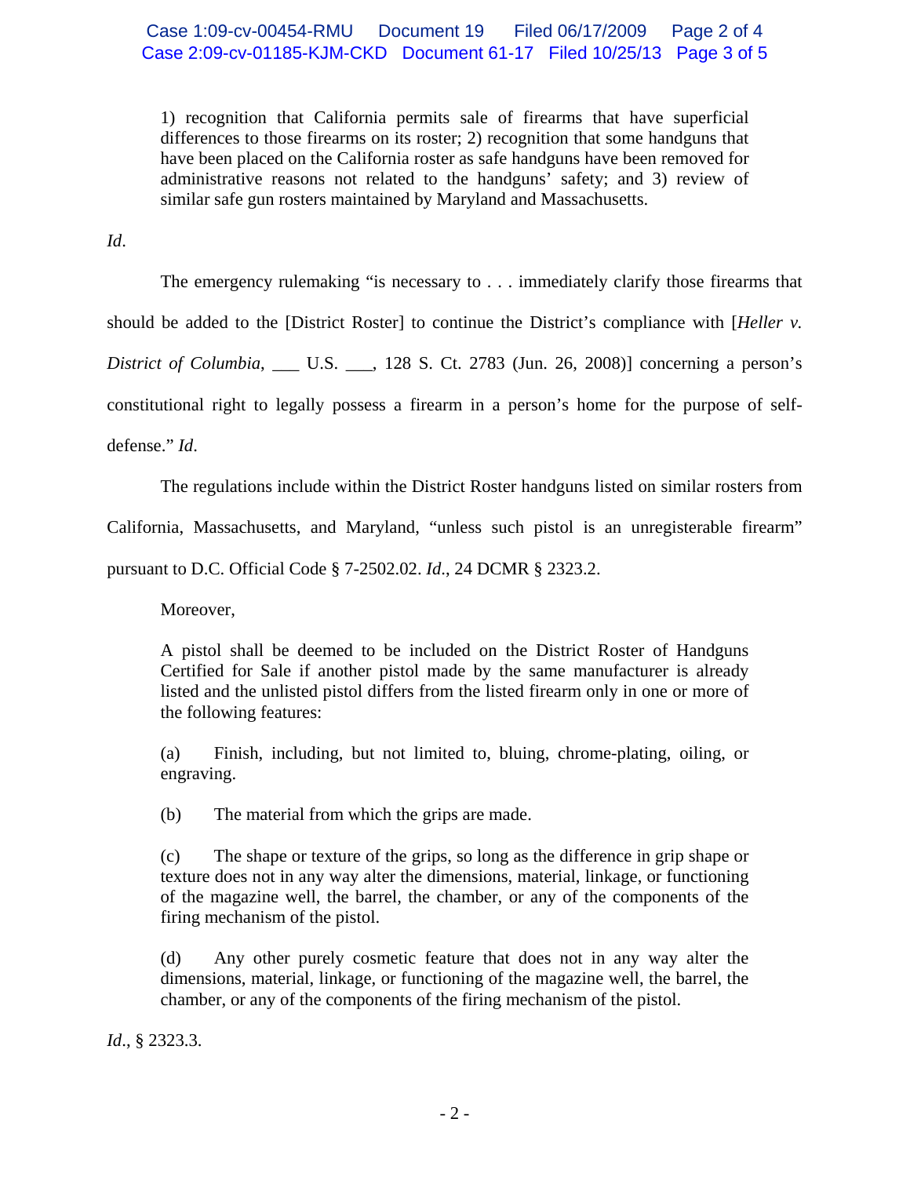> 1) recognition that California permits sale of firearms that have superficial differences to those firearms on its roster; 2) recognition that some handguns that have been placed on the California roster as safe handguns have been removed for administrative reasons not related to the handguns' safety; and 3) review of similar safe gun rosters maintained by Maryland and Massachusetts.

*Id*.

The emergency rulemaking "is necessary to . . . immediately clarify those firearms that should be added to the [District Roster] to continue the District's compliance with [*Heller v. District of Columbia*, ___ U.S. ___, 128 S. Ct. 2783 (Jun. 26, 2008)] concerning a person's constitutional right to legally possess a firearm in a person's home for the purpose of self-defense." *Id*.

The regulations include within the District Roster handguns listed on similar rosters from California, Massachusetts, and Maryland, "unless such pistol is an unregisterable firearm" pursuant to D.C. Official Code § 7-2502.02. *Id*., 24 DCMR § 2323.2.

Moreover,

> A pistol shall be deemed to be included on the District Roster of Handguns Certified for Sale if another pistol made by the same manufacturer is already listed and the unlisted pistol differs from the listed firearm only in one or more of the following features:
>
> (a) Finish, including, but not limited to, bluing, chrome-plating, oiling, or engraving.
>
> (b) The material from which the grips are made.
>
> (c) The shape or texture of the grips, so long as the difference in grip shape or texture does not in any way alter the dimensions, material, linkage, or functioning of the magazine well, the barrel, the chamber, or any of the components of the firing mechanism of the pistol.
>
> (d) Any other purely cosmetic feature that does not in any way alter the dimensions, material, linkage, or functioning of the magazine well, the barrel, the chamber, or any of the components of the firing mechanism of the pistol.

*Id*., § 2323.3.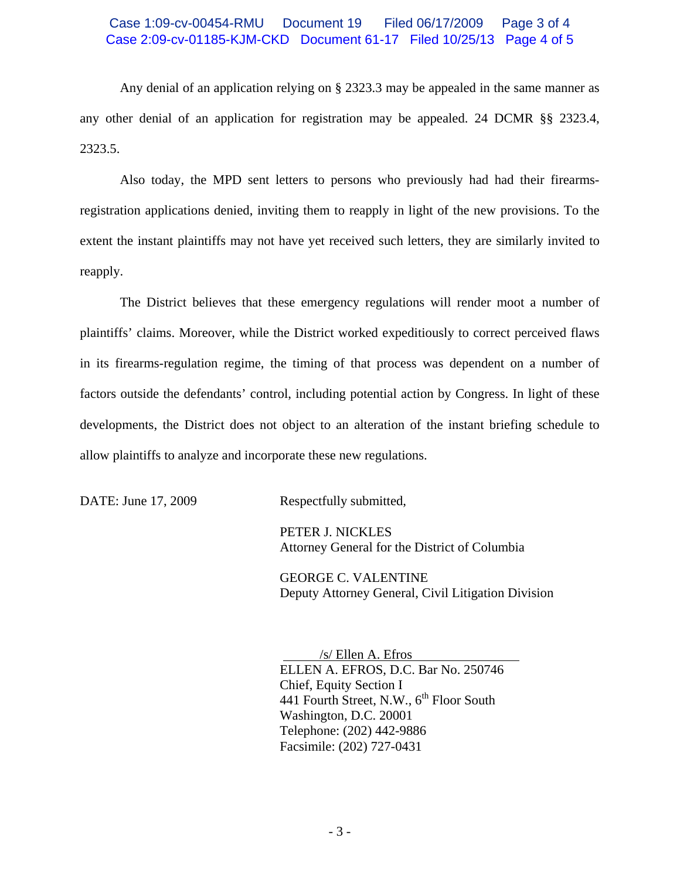Any denial of an application relying on § 2323.3 may be appealed in the same manner as any other denial of an application for registration may be appealed. 24 DCMR §§ 2323.4, 2323.5.

Also today, the MPD sent letters to persons who previously had had their firearms-registration applications denied, inviting them to reapply in light of the new provisions. To the extent the instant plaintiffs may not have yet received such letters, they are similarly invited to reapply.

The District believes that these emergency regulations will render moot a number of plaintiffs' claims. Moreover, while the District worked expeditiously to correct perceived flaws in its firearms-regulation regime, the timing of that process was dependent on a number of factors outside the defendants' control, including potential action by Congress. In light of these developments, the District does not object to an alteration of the instant briefing schedule to allow plaintiffs to analyze and incorporate these new regulations.

DATE: June 17, 2009

Respectfully submitted,

PETER J. NICKLES
Attorney General for the District of Columbia

GEORGE C. VALENTINE
Deputy Attorney General, Civil Litigation Division

/s/ Ellen A. Efros
ELLEN A. EFROS, D.C. Bar No. 250746
Chief, Equity Section I
441 Fourth Street, N.W., 6th Floor South
Washington, D.C. 20001
Telephone: (202) 442-9886
Facsimile: (202) 727-0431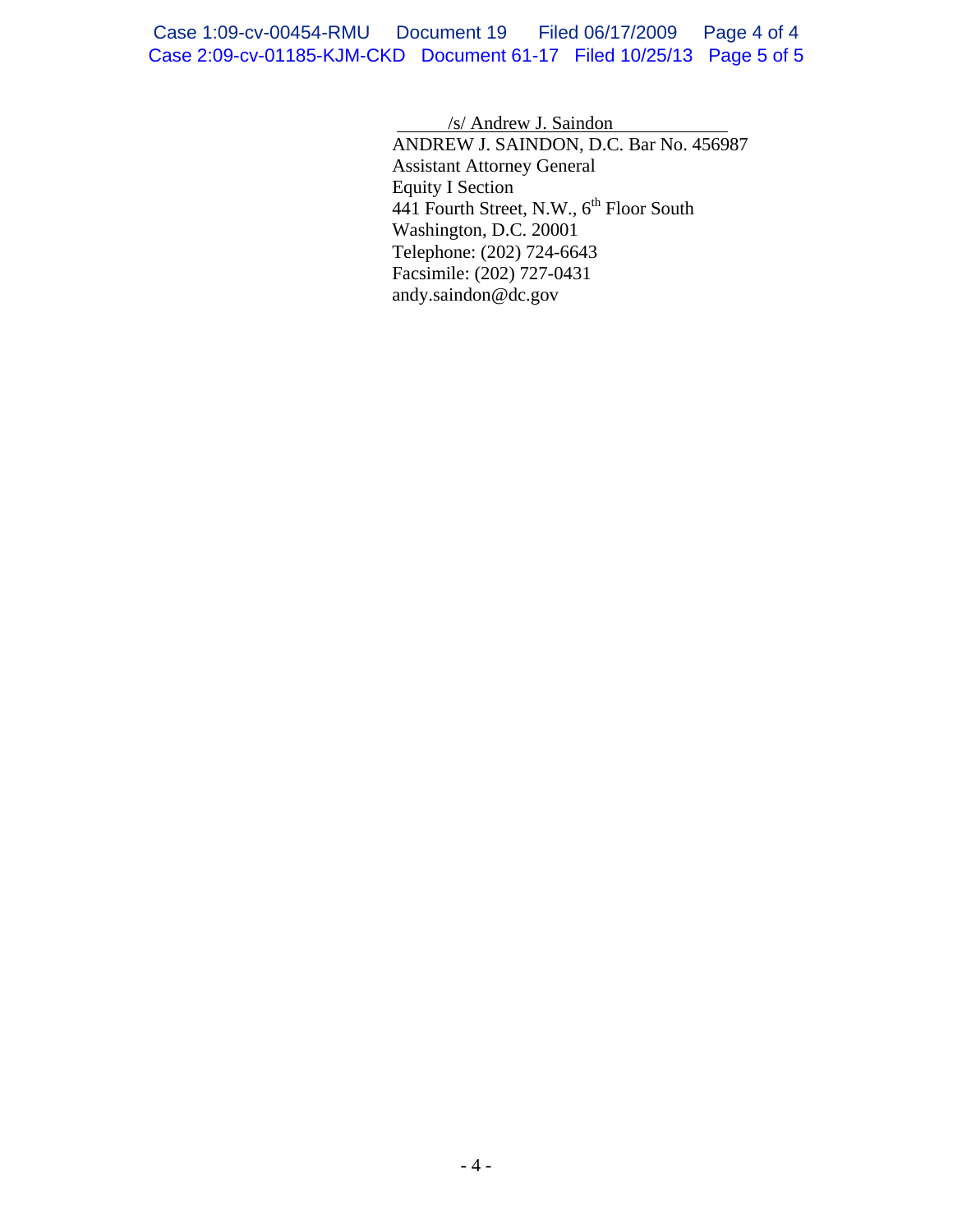/s/ Andrew J. Saindon

ANDREW J. SAINDON, D.C. Bar No. 456987
Assistant Attorney General
Equity I Section
441 Fourth Street, N.W., 6th Floor South
Washington, D.C. 20001
Telephone: (202) 724-6643
Facsimile: (202) 727-0431
andy.saindon@dc.gov